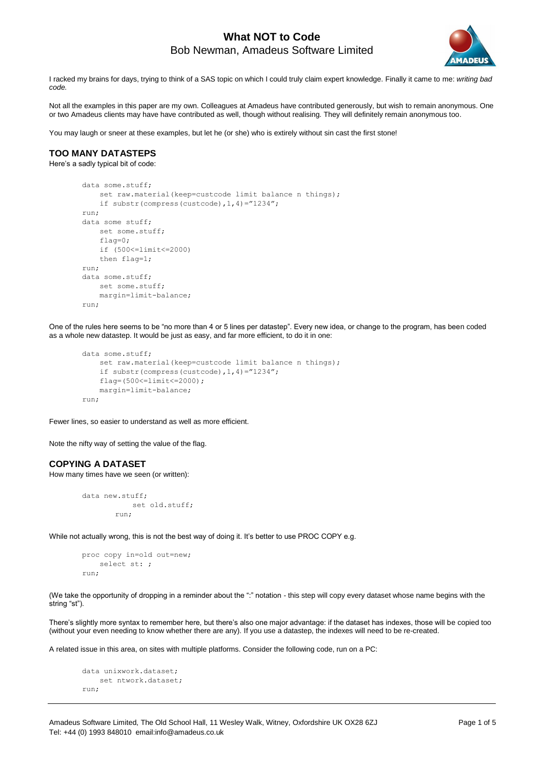# What NOT to Code

Bob Newman, Amadeus Software Limited

I racked my brains for days, trying to think of a SAS topic on which I could truly claim expert knowledge. Finally it came to me: *writing bad code.*

Not all the examples in this paper are my own. Colleagues at Amadeus have contributed generously, but wish to remain anonymous. One or two Amadeus clients may have have contributed as well, though without realising. They will definitely remain anonymous too.

You may laugh or sneer at these examples, but let he (or she) who is extirely without sin cast the first stone!

## TOO MANY DATASTEPS

Here's a sadly typical bit of code:

```
data some.stuff;
    set raw.material(keep=custcode limit balance n things);
    if substr(compress(custcode),1,4)="1234";
run;
data some stuff;
    set some.stuff;
    flag=0;
    if (500<=limit<=2000)
    then flag=1;
run;
data some.stuff;
    set some.stuff;
    margin=limit-balance;
run;
```

One of the rules here seems to be "no more than 4 or 5 lines per datastep". Every new idea, or change to the program, has been coded as a whole new datastep. It would be just as easy, and far more efficient, to do it in one:

```
data some.stuff;
    set raw.material(keep=custcode limit balance n things);
    if substr(compress(custcode),1,4)="1234";
    flag=(500<=limit<=2000);
    margin=limit-balance;
run;
```

Fewer lines, so easier to understand as well as more efficient.

Note the nifty way of setting the value of the flag.

## COPYING A DATASET

How many times have we seen (or written):

```
data new.stuff;
          set old.stuff;
      run;
```

While not actually wrong, this is not the best way of doing it. It's better to use PROC COPY e.g.

```
proc copy in=old out=new;
    select st: ;
run;
```

(We take the opportunity of dropping in a reminder about the ":" notation - this step will copy every dataset whose name begins with the string "st").

There's slightly more syntax to remember here, but there's also one major advantage: if the dataset has indexes, those will be copied too (without your even needing to know whether there are any). If you use a datastep, the indexes will need to be re-created.

A related issue in this area, on sites with multiple platforms. Consider the following code, run on a PC:

```
data unixwork.dataset;
    set ntwork.dataset;
run;
```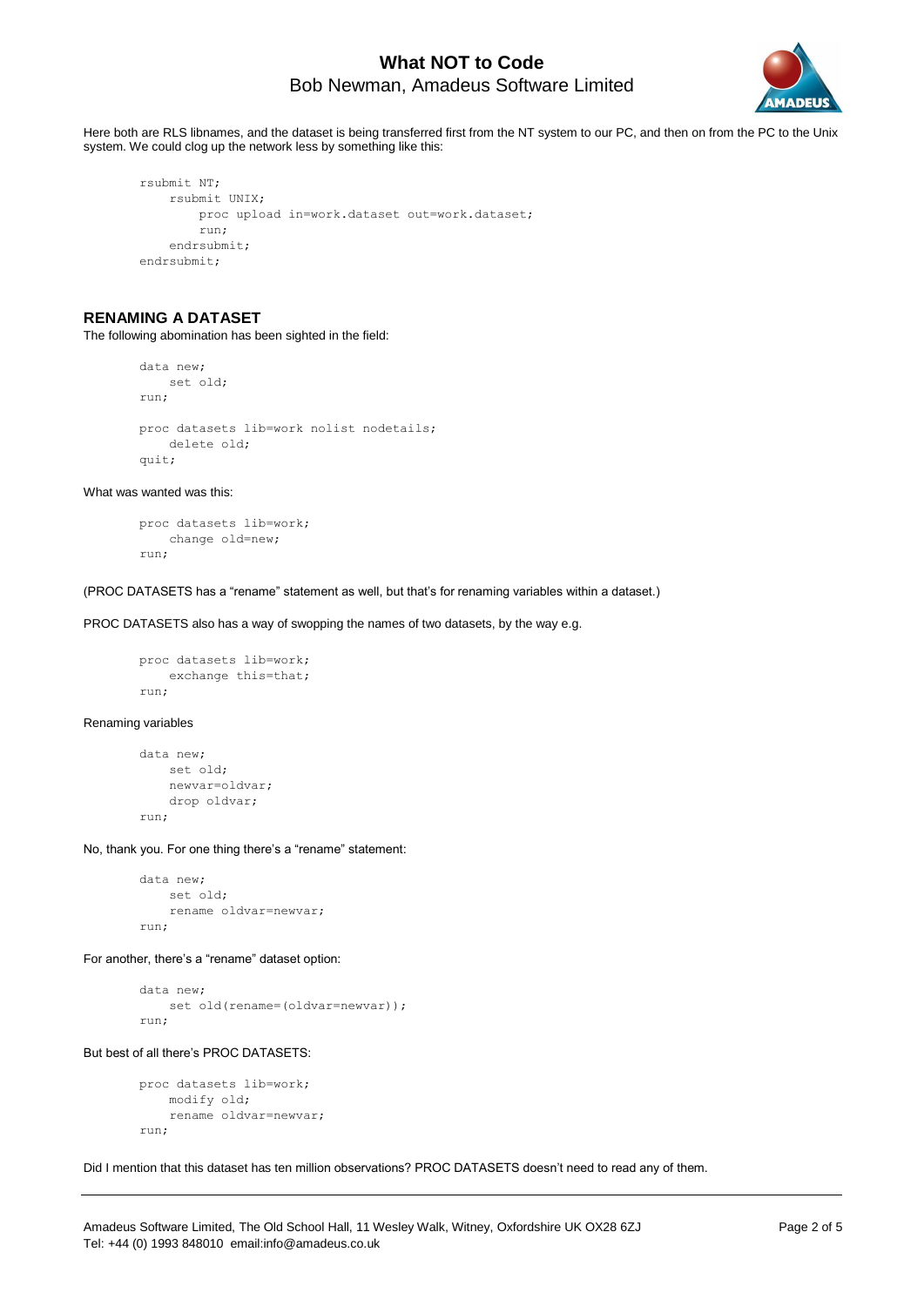Here both are RLS libnames, and the dataset is being transferred first from the NT system to our PC, and then on from the PC to the Unix system. We could clog up the network less by something like this:

```
rsubmit NT;
    rsubmit UNIX;
        proc upload in=work.dataset out=work.dataset;
        run;
    endrsubmit;
endrsubmit;
```

## RENAMING A DATASET

The following abomination has been sighted in the field:

```
data new;
    set old;
run;

proc datasets lib=work nolist nodetails;
    delete old;
quit;
```

What was wanted was this:

```
proc datasets lib=work;
    change old=new;
run;
```

(PROC DATASETS has a "rename" statement as well, but that's for renaming variables within a dataset.)

PROC DATASETS also has a way of swopping the names of two datasets, by the way e.g.

```
proc datasets lib=work;
    exchange this=that;
run;
```

Renaming variables

```
data new;
    set old;
    newvar=oldvar;
    drop oldvar;
run;
```

No, thank you. For one thing there's a "rename" statement:

```
data new;
    set old;
    rename oldvar=newvar;
run;
```

For another, there's a "rename" dataset option:

```
data new;
    set old(rename=(oldvar=newvar));
run;
```

But best of all there's PROC DATASETS:

```
proc datasets lib=work;
    modify old;
    rename oldvar=newvar;
run;
```

Did I mention that this dataset has ten million observations? PROC DATASETS doesn't need to read any of them.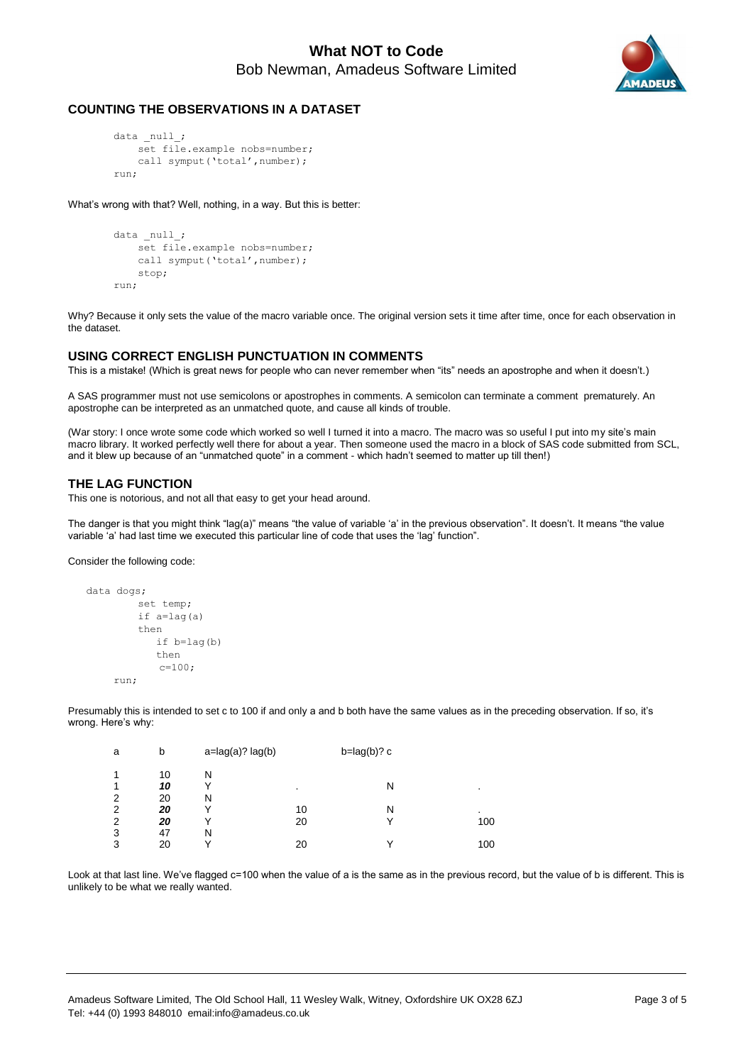## COUNTING THE OBSERVATIONS IN A DATASET

```
data _null_;
    set file.example nobs=number;
    call symput('total',number);
run;
```

What's wrong with that? Well, nothing, in a way. But this is better:

```
data _null_;
    set file.example nobs=number;
    call symput('total',number);
    stop;
run;
```

Why? Because it only sets the value of the macro variable once. The original version sets it time after time, once for each observation in the dataset.

## USING CORRECT ENGLISH PUNCTUATION IN COMMENTS

This is a mistake! (Which is great news for people who can never remember when "its" needs an apostrophe and when it doesn't.)

A SAS programmer must not use semicolons or apostrophes in comments. A semicolon can terminate a comment prematurely. An apostrophe can be interpreted as an unmatched quote, and cause all kinds of trouble.

(War story: I once wrote some code which worked so well I turned it into a macro. The macro was so useful I put into my site's main macro library. It worked perfectly well there for about a year. Then someone used the macro in a block of SAS code submitted from SCL, and it blew up because of an "unmatched quote" in a comment - which hadn't seemed to matter up till then!)

## THE LAG FUNCTION

This one is notorious, and not all that easy to get your head around.

The danger is that you might think "lag(a)" means "the value of variable 'a' in the previous observation". It doesn't. It means "the value variable 'a' had last time we executed this particular line of code that uses the 'lag' function".

Consider the following code:

```
data dogs;
        set temp;
        if a=lag(a)
        then
           if b=lag(b)
           then
            c=100;
    run;
```

Presumably this is intended to set c to 100 if and only a and b both have the same values as in the preceding observation. If so, it's wrong. Here's why:

| a | b | a=lag(a)? | lag(b) | b=lag(b)? | c |
|---|---|---|---|---|---|
| 1 | 10 | N | | | |
| 1 | ***10*** | Y | . | N | . |
| 2 | 20 | N | | | |
| 2 | ***20*** | Y | 10 | N | . |
| 2 | ***20*** | Y | 20 | Y | 100 |
| 3 | 47 | N | | | |
| 3 | 20 | Y | 20 | Y | 100 |

Look at that last line. We've flagged c=100 when the value of a is the same as in the previous record, but the value of b is different. This is unlikely to be what we really wanted.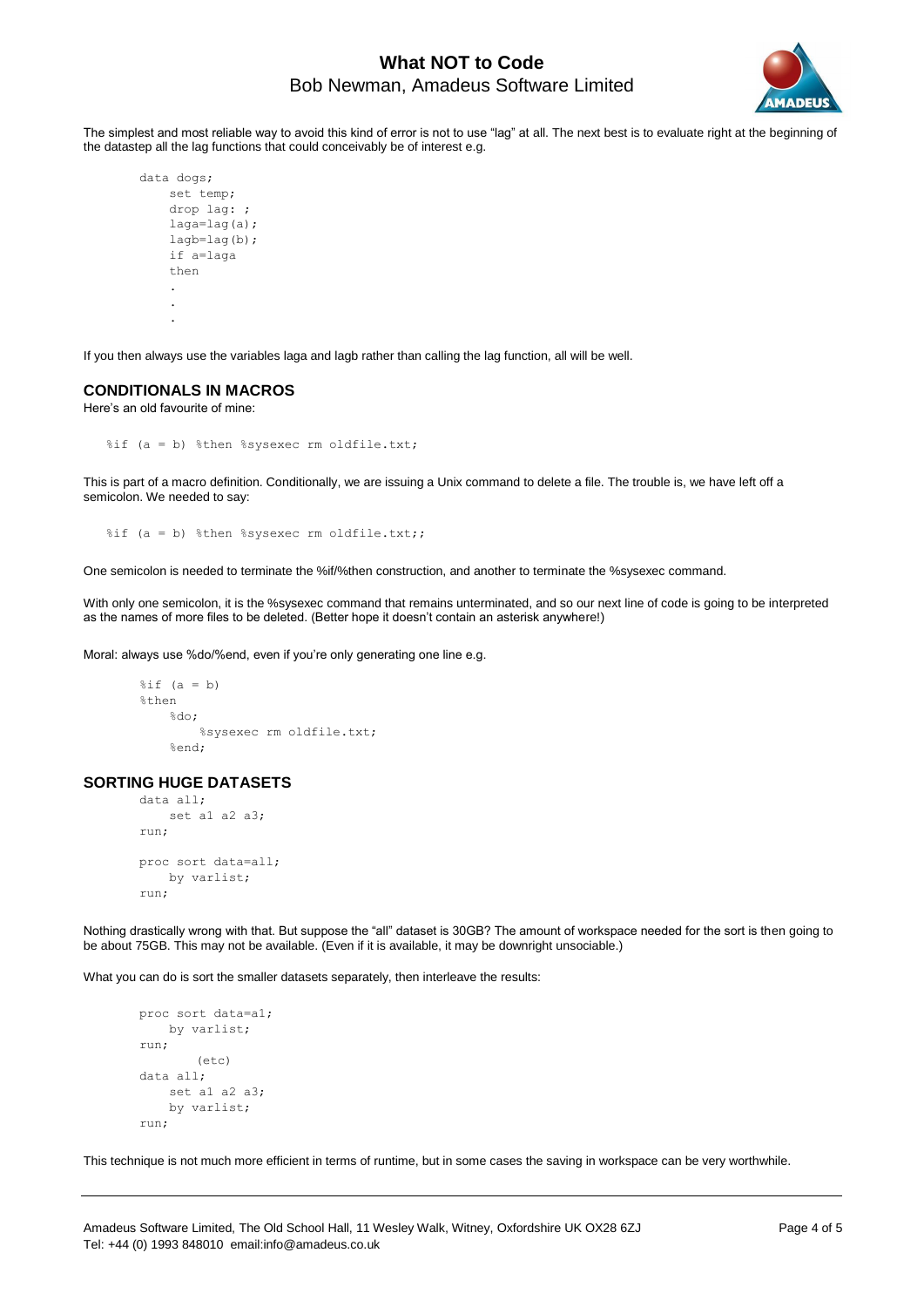The simplest and most reliable way to avoid this kind of error is not to use "lag" at all. The next best is to evaluate right at the beginning of the datastep all the lag functions that could conceivably be of interest e.g.

```
data dogs;
    set temp;
    drop lag: ;
    laga=lag(a);
    lagb=lag(b);
    if a=laga
    then
    .
    .
    .
```

If you then always use the variables laga and lagb rather than calling the lag function, all will be well.

## CONDITIONALS IN MACROS

Here's an old favourite of mine:

```
%if (a = b) %then %sysexec rm oldfile.txt;
```

This is part of a macro definition. Conditionally, we are issuing a Unix command to delete a file. The trouble is, we have left off a semicolon. We needed to say:

```
%if (a = b) %then %sysexec rm oldfile.txt;;
```

One semicolon is needed to terminate the %if/%then construction, and another to terminate the %sysexec command.

With only one semicolon, it is the %sysexec command that remains unterminated, and so our next line of code is going to be interpreted as the names of more files to be deleted. (Better hope it doesn't contain an asterisk anywhere!)

Moral: always use %do/%end, even if you're only generating one line e.g.

```
%if (a = b)
%then
    %do;
        %sysexec rm oldfile.txt;
    %end;
```

## SORTING HUGE DATASETS

```
data all;
    set a1 a2 a3;
run;

proc sort data=all;
    by varlist;
run;
```

Nothing drastically wrong with that. But suppose the "all" dataset is 30GB? The amount of workspace needed for the sort is then going to be about 75GB. This may not be available. (Even if it is available, it may be downright unsociable.)

What you can do is sort the smaller datasets separately, then interleave the results:

```
proc sort data=a1;
    by varlist;
run;
        (etc)
data all;
    set a1 a2 a3;
    by varlist;
run;
```

This technique is not much more efficient in terms of runtime, but in some cases the saving in workspace can be very worthwhile.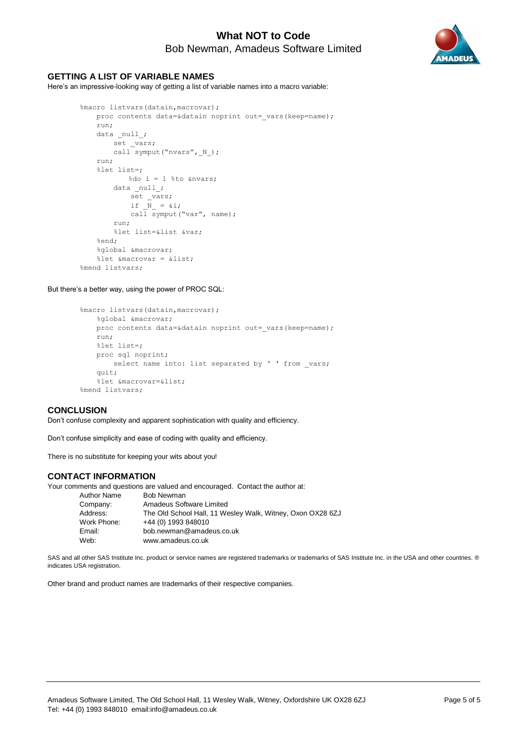## GETTING A LIST OF VARIABLE NAMES

Here's an impressive-looking way of getting a list of variable names into a macro variable:

```
%macro listvars(datain,macrovar);
    proc contents data=&datain noprint out=_vars(keep=name);
    run;
    data _null_;
        set _vars;
        call symput("nvars",_N_);
    run;
    %let list=;
          %do i = 1 %to &nvars;
        data _null_;
            set _vars;
            if _N_ = &i;
            call symput("var", name);
        run;
        %let list=&list &var;
    %end;
    %global &macrovar;
    %let &macrovar = &list;
%mend listvars;
```

But there's a better way, using the power of PROC SQL:

```
%macro listvars(datain,macrovar);
    %global &macrovar;
    proc contents data=&datain noprint out=_vars(keep=name);
    run;
    %let list=;
    proc sql noprint;
        select name into: list separated by ' ' from _vars;
    quit;
    %let &macrovar=&list;
%mend listvars;
```

## CONCLUSION

Don't confuse complexity and apparent sophistication with quality and efficiency.

Don't confuse simplicity and ease of coding with quality and efficiency.

There is no substitute for keeping your wits about you!

## CONTACT INFORMATION

Your comments and questions are valued and encouraged. Contact the author at:

| | |
|---|---|
| Author Name | Bob Newman |
| Company: | Amadeus Software Limited |
| Address: | The Old School Hall, 11 Wesley Walk, Witney, Oxon OX28 6ZJ |
| Work Phone: | +44 (0) 1993 848010 |
| Email: | bob.newman@amadeus.co.uk |
| Web: | www.amadeus.co.uk |

SAS and all other SAS Institute Inc. product or service names are registered trademarks or trademarks of SAS Institute Inc. in the USA and other countries. ® indicates USA registration.

Other brand and product names are trademarks of their respective companies.